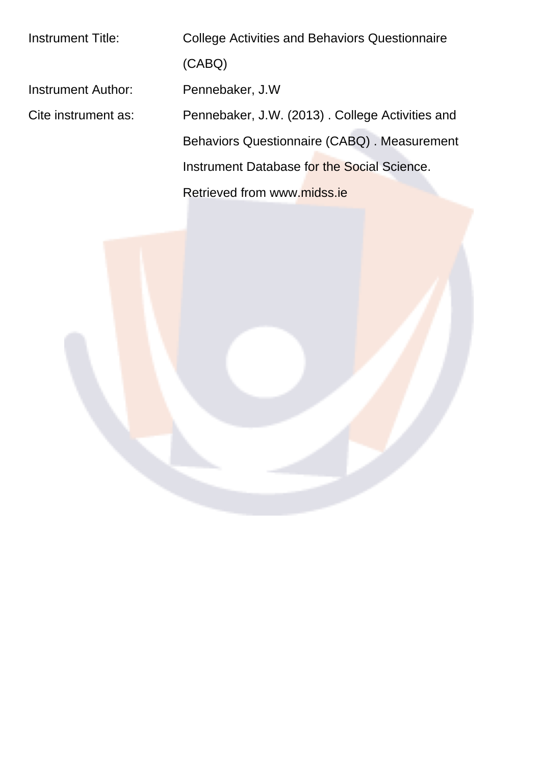| | |
|---|---|
| Instrument Title: | College Activities and Behaviors Questionnaire (CABQ) |
| Instrument Author: | Pennebaker, J.W |
| Cite instrument as: | Pennebaker, J.W. (2013) . College Activities and Behaviors Questionnaire (CABQ) . Measurement Instrument Database for the Social Science. Retrieved from www.midss.ie |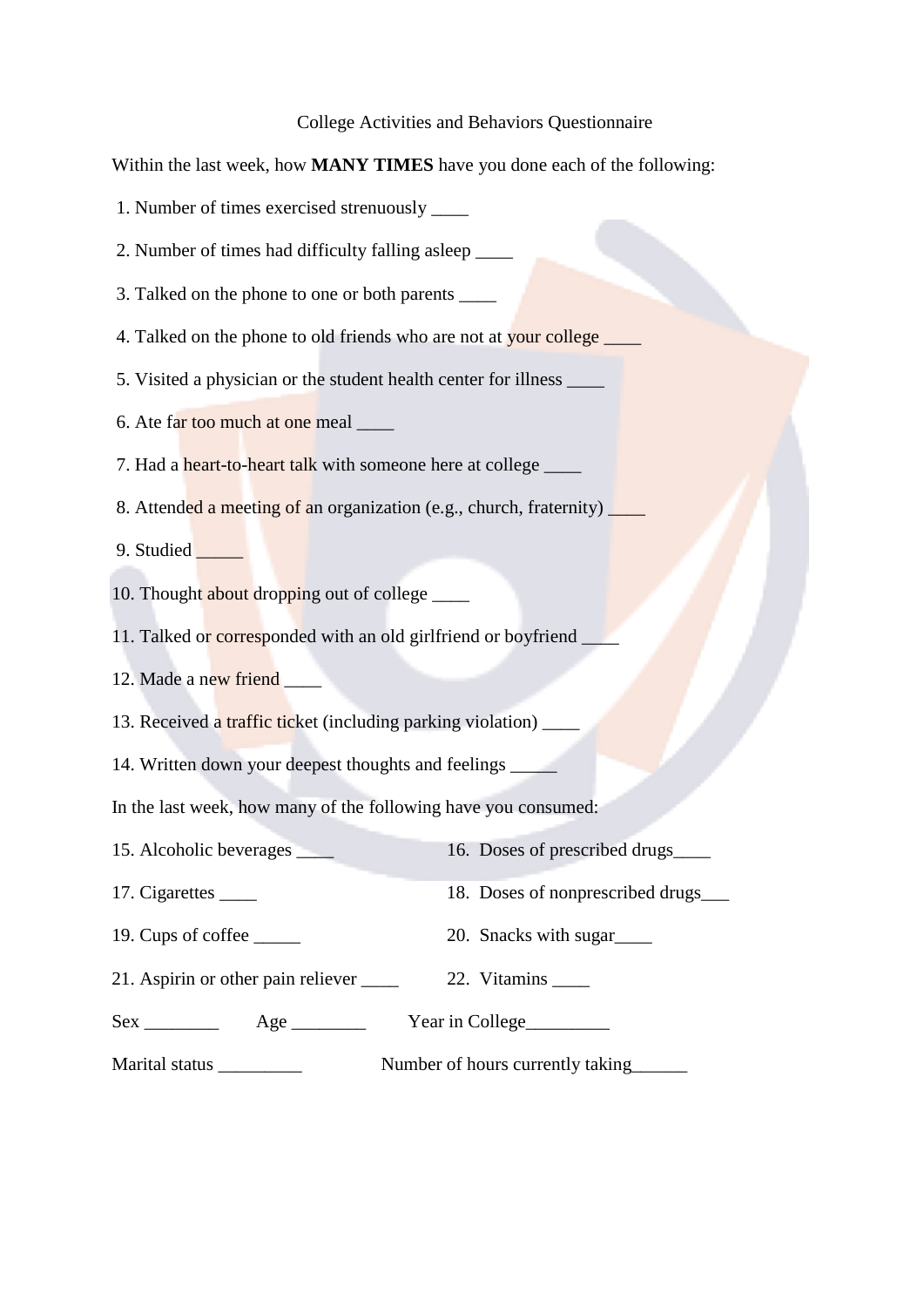College Activities and Behaviors Questionnaire

Within the last week, how **MANY TIMES** have you done each of the following:

1. Number of times exercised strenuously ____
2. Number of times had difficulty falling asleep ____
3. Talked on the phone to one or both parents ____
4. Talked on the phone to old friends who are not at your college ____
5. Visited a physician or the student health center for illness ____
6. Ate far too much at one meal ____
7. Had a heart-to-heart talk with someone here at college ____
8. Attended a meeting of an organization (e.g., church, fraternity) ____
9. Studied _____
10. Thought about dropping out of college ____
11. Talked or corresponded with an old girlfriend or boyfriend ____
12. Made a new friend ____
13. Received a traffic ticket (including parking violation) ____
14. Written down your deepest thoughts and feelings _____

In the last week, how many of the following have you consumed:

15. Alcoholic beverages ____
16. Doses of prescribed drugs____
17. Cigarettes ____
18. Doses of nonprescribed drugs___
19. Cups of coffee _____
20. Snacks with sugar____
21. Aspirin or other pain reliever ____
22. Vitamins ____

Sex ________ Age ________ Year in College_________

Marital status _________ Number of hours currently taking______